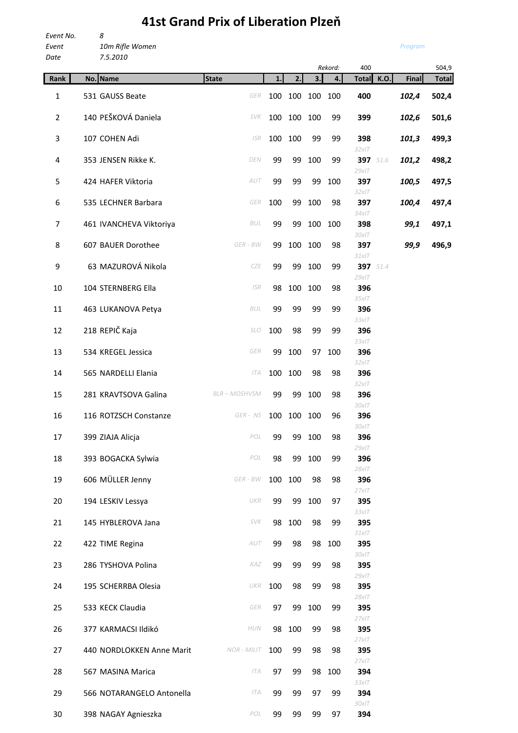# 41st Grand Prix of Liberation Plzeň

*Event No.* 8
*Event* *10m Rifle Women*
*Date* *7.5.2010*

*Program*

| Rank | No. | Name | State | 1. | 2. | 3. | 4. | Total | K.O. | Final | Total |
|---|---|---|---|---|---|---|---|---|---|---|---|
| | | | | | | | *Rekord:* | 400 | | | 504,9 |
| 1 | 531 | GAUSS Beate | GER | 100 | 100 | 100 | 100 | **400** | | ***102,4*** | **502,4** |
| 2 | 140 | PEŠKOVÁ Daniela | SVK | 100 | 100 | 100 | 99 | **399** | | ***102,6*** | **501,6** |
| 3 | 107 | COHEN Adi | ISR | 100 | 100 | 99 | 99 | **398** *32xIT* | | ***101,3*** | **499,3** |
| 4 | 353 | JENSEN Rikke K. | DEN | 99 | 99 | 100 | 99 | **397** *29xIT* | *51.6* | ***101,2*** | **498,2** |
| 5 | 424 | HAFER Viktoria | AUT | 99 | 99 | 99 | 100 | **397** *32xIT* | | ***100,5*** | **497,5** |
| 6 | 535 | LECHNER Barbara | GER | 100 | 99 | 100 | 98 | **397** *34xIT* | | ***100,4*** | **497,4** |
| 7 | 461 | IVANCHEVA Viktoriya | BUL | 99 | 99 | 100 | 100 | **398** *30xIT* | | ***99,1*** | **497,1** |
| 8 | 607 | BAUER Dorothee | GER - BW | 99 | 100 | 100 | 98 | **397** *31xIT* | | ***99,9*** | **496,9** |
| 9 | 63 | MAZUROVÁ Nikola | CZE | 99 | 99 | 100 | 99 | **397** *29xIT* | *51.4* | | |
| 10 | 104 | STERNBERG Ella | ISR | 98 | 100 | 100 | 98 | **396** *35xIT* | | | |
| 11 | 463 | LUKANOVA Petya | BUL | 99 | 99 | 99 | 99 | **396** *33xIT* | | | |
| 12 | 218 | REPIČ Kaja | SLO | 100 | 98 | 99 | 99 | **396** *33xIT* | | | |
| 13 | 534 | KREGEL Jessica | GER | 99 | 100 | 97 | 100 | **396** *32xIT* | | | |
| 14 | 565 | NARDELLI Elania | ITA | 100 | 100 | 98 | 98 | **396** *32xIT* | | | |
| 15 | 281 | KRAVTSOVA Galina | BLR – MOSHVSM | 99 | 99 | 100 | 98 | **396** *30xIT* | | | |
| 16 | 116 | ROTZSCH Constanze | GER - NS | 100 | 100 | 100 | 96 | **396** *30xIT* | | | |
| 17 | 399 | ZIAJA Alicja | POL | 99 | 99 | 100 | 98 | **396** *29xIT* | | | |
| 18 | 393 | BOGACKA Sylwia | POL | 98 | 99 | 100 | 99 | **396** *28xIT* | | | |
| 19 | 606 | MÜLLER Jenny | GER - BW | 100 | 100 | 98 | 98 | **396** *27xIT* | | | |
| 20 | 194 | LESKIV Lessya | UKR | 99 | 99 | 100 | 97 | **395** *33xIT* | | | |
| 21 | 145 | HYBLEROVA Jana | SVK | 98 | 100 | 98 | 99 | **395** *31xIT* | | | |
| 22 | 422 | TIME Regina | AUT | 99 | 98 | 98 | 100 | **395** *30xIT* | | | |
| 23 | 286 | TYSHOVA Polina | KAZ | 99 | 99 | 99 | 98 | **395** *29xIT* | | | |
| 24 | 195 | SCHERRBA Olesia | UKR | 100 | 98 | 99 | 98 | **395** *28xIT* | | | |
| 25 | 533 | KECK Claudia | GER | 97 | 99 | 100 | 99 | **395** *27xIT* | | | |
| 26 | 377 | KARMACSI Ildikó | HUN | 98 | 100 | 99 | 98 | **395** *27xIT* | | | |
| 27 | 440 | NORDLOKKEN Anne Marit | NOR - MILIT | 100 | 99 | 98 | 98 | **395** *27xIT* | | | |
| 28 | 567 | MASINA Marica | ITA | 97 | 99 | 98 | 100 | **394** *33xIT* | | | |
| 29 | 566 | NOTARANGELO Antonella | ITA | 99 | 99 | 97 | 99 | **394** *30xIT* | | | |
| 30 | 398 | NAGAY Agnieszka | POL | 99 | 99 | 99 | 97 | **394** | | | |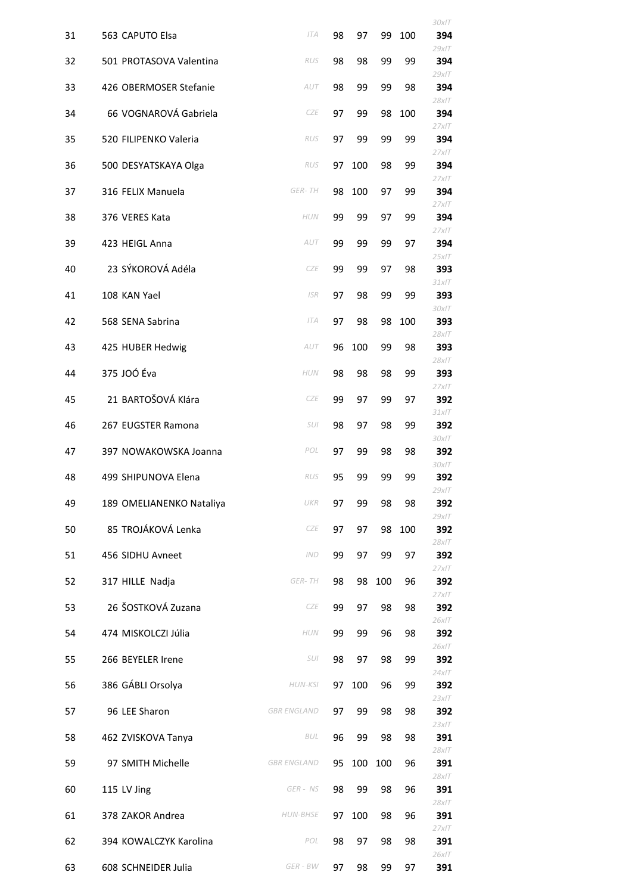| | | | | | | | |
|---|---|---|---|---|---|---|---|
| 31 | 563 CAPUTO Elsa | *ITA* | 98 | 97 | 99 | 100 | *30xIT* **394** |
| 32 | 501 PROTASOVA Valentina | *RUS* | 98 | 98 | 99 | 99 | *29xIT* **394** |
| 33 | 426 OBERMOSER Stefanie | *AUT* | 98 | 99 | 99 | 98 | *29xIT* **394** |
| 34 | 66 VOGNAROVÁ Gabriela | *CZE* | 97 | 99 | 98 | 100 | *28xIT* **394** |
| 35 | 520 FILIPENKO Valeria | *RUS* | 97 | 99 | 99 | 99 | *27xIT* **394** |
| 36 | 500 DESYATSKAYA Olga | *RUS* | 97 | 100 | 98 | 99 | *27xIT* **394** |
| 37 | 316 FELIX Manuela | *GER- TH* | 98 | 100 | 97 | 99 | *27xIT* **394** |
| 38 | 376 VERES Kata | *HUN* | 99 | 99 | 97 | 99 | *27xIT* **394** |
| 39 | 423 HEIGL Anna | *AUT* | 99 | 99 | 99 | 97 | *27xIT* **394** |
| 40 | 23 SÝKOROVÁ Adéla | *CZE* | 99 | 99 | 97 | 98 | *25xIT* **393** |
| 41 | 108 KAN Yael | *ISR* | 97 | 98 | 99 | 99 | *31xIT* **393** |
| 42 | 568 SENA Sabrina | *ITA* | 97 | 98 | 98 | 100 | *30xIT* **393** |
| 43 | 425 HUBER Hedwig | *AUT* | 96 | 100 | 99 | 98 | *28xIT* **393** |
| 44 | 375 JOÓ Éva | *HUN* | 98 | 98 | 98 | 99 | *28xIT* **393** |
| 45 | 21 BARTOŠOVÁ Klára | *CZE* | 99 | 97 | 99 | 97 | *27xIT* **392** |
| 46 | 267 EUGSTER Ramona | *SUI* | 98 | 97 | 98 | 99 | *31xIT* **392** |
| 47 | 397 NOWAKOWSKA Joanna | *POL* | 97 | 99 | 98 | 98 | *30xIT* **392** |
| 48 | 499 SHIPUNOVA Elena | *RUS* | 95 | 99 | 99 | 99 | *30xIT* **392** |
| 49 | 189 OMELIANENKO Nataliya | *UKR* | 97 | 99 | 98 | 98 | *29xIT* **392** |
| 50 | 85 TROJÁKOVÁ Lenka | *CZE* | 97 | 97 | 98 | 100 | *29xIT* **392** |
| 51 | 456 SIDHU Avneet | *IND* | 99 | 97 | 99 | 97 | *28xIT* **392** |
| 52 | 317 HILLE Nadja | *GER- TH* | 98 | 98 | 100 | 96 | *27xIT* **392** |
| 53 | 26 ŠOSTKOVÁ Zuzana | *CZE* | 99 | 97 | 98 | 98 | *27xIT* **392** |
| 54 | 474 MISKOLCZI Júlia | *HUN* | 99 | 99 | 96 | 98 | *26xIT* **392** |
| 55 | 266 BEYELER Irene | *SUI* | 98 | 97 | 98 | 99 | *26xIT* **392** |
| 56 | 386 GÁBLI Orsolya | *HUN-KSI* | 97 | 100 | 96 | 99 | *24xIT* **392** |
| 57 | 96 LEE Sharon | *GBR ENGLAND* | 97 | 99 | 98 | 98 | *23xIT* **392** |
| 58 | 462 ZVISKOVA Tanya | *BUL* | 96 | 99 | 98 | 98 | *23xIT* **391** |
| 59 | 97 SMITH Michelle | *GBR ENGLAND* | 95 | 100 | 100 | 96 | *28xIT* **391** |
| 60 | 115 LV Jing | *GER - NS* | 98 | 99 | 98 | 96 | *28xIT* **391** |
| 61 | 378 ZAKOR Andrea | *HUN-BHSE* | 97 | 100 | 98 | 96 | *28xIT* **391** |
| 62 | 394 KOWALCZYK Karolina | *POL* | 98 | 97 | 98 | 98 | *27xIT* **391** |
| 63 | 608 SCHNEIDER Julia | *GER - BW* | 97 | 98 | 99 | 97 | *26xIT* **391** |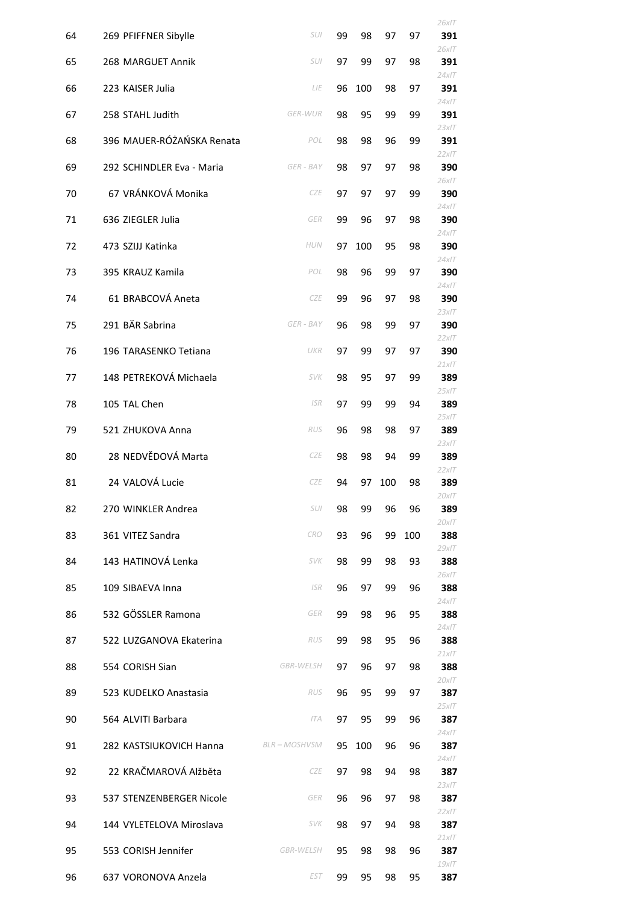| Rank | No. | Name | Nation | 1 | 2 | 3 | 4 | Total |
|---|---|---|---|---|---|---|---|---|
| 64 | 269 | PFIFFNER Sibylle | SUI | 99 | 98 | 97 | 97 | *26xIT* **391** |
| 65 | 268 | MARGUET Annik | SUI | 97 | 99 | 97 | 98 | *26xIT* **391** |
| 66 | 223 | KAISER Julia | LIE | 96 | 100 | 98 | 97 | *24xIT* **391** |
| 67 | 258 | STAHL Judith | GER-WUR | 98 | 95 | 99 | 99 | *24xIT* **391** |
| 68 | 396 | MAUER-RÓŻAŃSKA Renata | POL | 98 | 98 | 96 | 99 | *23xIT* **391** |
| 69 | 292 | SCHINDLER Eva - Maria | GER - BAY | 98 | 97 | 97 | 98 | *22xIT* **390** |
| 70 | 67 | VRÁNKOVÁ Monika | CZE | 97 | 97 | 97 | 99 | *26xIT* **390** |
| 71 | 636 | ZIEGLER Julia | GER | 99 | 96 | 97 | 98 | *24xIT* **390** |
| 72 | 473 | SZIJJ Katinka | HUN | 97 | 100 | 95 | 98 | *24xIT* **390** |
| 73 | 395 | KRAUZ Kamila | POL | 98 | 96 | 99 | 97 | *24xIT* **390** |
| 74 | 61 | BRABCOVÁ Aneta | CZE | 99 | 96 | 97 | 98 | *24xIT* **390** |
| 75 | 291 | BÄR Sabrina | GER - BAY | 96 | 98 | 99 | 97 | *23xIT* **390** |
| 76 | 196 | TARASENKO Tetiana | UKR | 97 | 99 | 97 | 97 | *22xIT* **390** |
| 77 | 148 | PETREKOVÁ Michaela | SVK | 98 | 95 | 97 | 99 | *21xIT* **389** |
| 78 | 105 | TAL Chen | ISR | 97 | 99 | 99 | 94 | *25xIT* **389** |
| 79 | 521 | ZHUKOVA Anna | RUS | 96 | 98 | 98 | 97 | *25xIT* **389** |
| 80 | 28 | NEDVĚDOVÁ Marta | CZE | 98 | 98 | 94 | 99 | *23xIT* **389** |
| 81 | 24 | VALOVÁ Lucie | CZE | 94 | 97 | 100 | 98 | *22xIT* **389** |
| 82 | 270 | WINKLER Andrea | SUI | 98 | 99 | 96 | 96 | *20xIT* **389** |
| 83 | 361 | VITEZ Sandra | CRO | 93 | 96 | 99 | 100 | *20xIT* **388** |
| 84 | 143 | HATINOVÁ Lenka | SVK | 98 | 99 | 98 | 93 | *29xIT* **388** |
| 85 | 109 | SIBAEVA Inna | ISR | 96 | 97 | 99 | 96 | *26xIT* **388** |
| 86 | 532 | GÖSSLER Ramona | GER | 99 | 98 | 96 | 95 | *24xIT* **388** |
| 87 | 522 | LUZGANOVA Ekaterina | RUS | 99 | 98 | 95 | 96 | *24xIT* **388** |
| 88 | 554 | CORISH Sian | GBR-WELSH | 97 | 96 | 97 | 98 | *21xIT* **388** |
| 89 | 523 | KUDELKO Anastasia | RUS | 96 | 95 | 99 | 97 | *20xIT* **387** |
| 90 | 564 | ALVITI Barbara | ITA | 97 | 95 | 99 | 96 | *25xIT* **387** |
| 91 | 282 | KASTSIUKOVICH Hanna | BLR – MOSHVSM | 95 | 100 | 96 | 96 | *24xIT* **387** |
| 92 | 22 | KRAČMAROVÁ Alžběta | CZE | 97 | 98 | 94 | 98 | *24xIT* **387** |
| 93 | 537 | STENZENBERGER Nicole | GER | 96 | 96 | 97 | 98 | *23xIT* **387** |
| 94 | 144 | VYLETELOVA Miroslava | SVK | 98 | 97 | 94 | 98 | *22xIT* **387** |
| 95 | 553 | CORISH Jennifer | GBR-WELSH | 95 | 98 | 98 | 96 | *21xIT* **387** |
| 96 | 637 | VORONOVA Anzela | EST | 99 | 95 | 98 | 95 | *19xIT* **387** |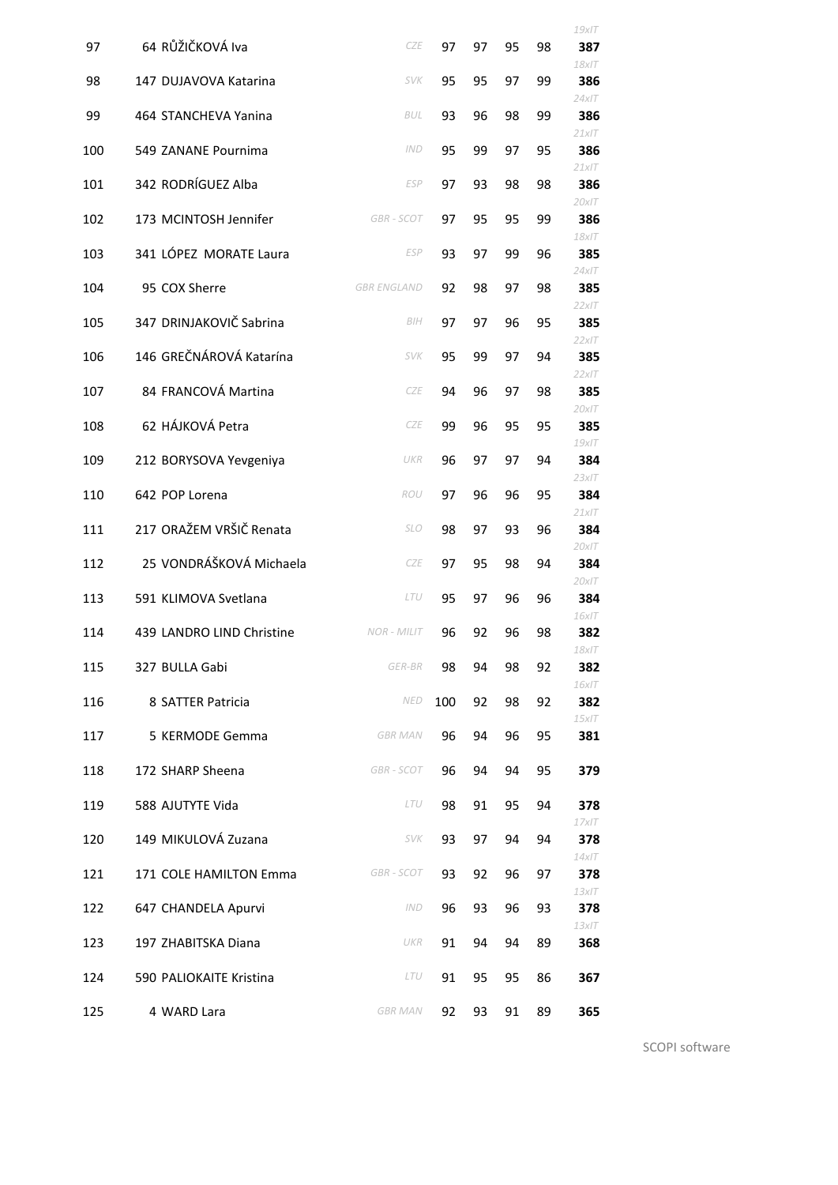| Rank | No. | Name | Nation | 1 | 2 | 3 | 4 | Total | Inner tens |
|---|---|---|---|---|---|---|---|---|---|
| 97 | 64 | RŮŽIČKOVÁ Iva | CZE | 97 | 97 | 95 | 98 | **387** | 19xIT |
| 98 | 147 | DUJAVOVA Katarina | SVK | 95 | 95 | 97 | 99 | **386** | 18xIT |
| 99 | 464 | STANCHEVA Yanina | BUL | 93 | 96 | 98 | 99 | **386** | 24xIT |
| 100 | 549 | ZANANE Pournima | IND | 95 | 99 | 97 | 95 | **386** | 21xIT |
| 101 | 342 | RODRÍGUEZ Alba | ESP | 97 | 93 | 98 | 98 | **386** | 21xIT |
| 102 | 173 | MCINTOSH Jennifer | GBR - SCOT | 97 | 95 | 95 | 99 | **386** | 20xIT |
| 103 | 341 | LÓPEZ MORATE Laura | ESP | 93 | 97 | 99 | 96 | **385** | 18xIT |
| 104 | 95 | COX Sherre | GBR ENGLAND | 92 | 98 | 97 | 98 | **385** | 24xIT |
| 105 | 347 | DRINJAKOVIČ Sabrina | BIH | 97 | 97 | 96 | 95 | **385** | 22xIT |
| 106 | 146 | GREČNÁROVÁ Katarína | SVK | 95 | 99 | 97 | 94 | **385** | 22xIT |
| 107 | 84 | FRANCOVÁ Martina | CZE | 94 | 96 | 97 | 98 | **385** | 22xIT |
| 108 | 62 | HÁJKOVÁ Petra | CZE | 99 | 96 | 95 | 95 | **385** | 20xIT |
| 109 | 212 | BORYSOVA Yevgeniya | UKR | 96 | 97 | 97 | 94 | **384** | 19xIT |
| 110 | 642 | POP Lorena | ROU | 97 | 96 | 96 | 95 | **384** | 23xIT |
| 111 | 217 | ORAŽEM VRŠIČ Renata | SLO | 98 | 97 | 93 | 96 | **384** | 21xIT |
| 112 | 25 | VONDRÁŠKOVÁ Michaela | CZE | 97 | 95 | 98 | 94 | **384** | 20xIT |
| 113 | 591 | KLIMOVA Svetlana | LTU | 95 | 97 | 96 | 96 | **384** | 20xIT |
| 114 | 439 | LANDRO LIND Christine | NOR - MILIT | 96 | 92 | 96 | 98 | **382** | 16xIT |
| 115 | 327 | BULLA Gabi | GER-BR | 98 | 94 | 98 | 92 | **382** | 18xIT |
| 116 | 8 | SATTER Patricia | NED | 100 | 92 | 98 | 92 | **382** | 16xIT |
| 117 | 5 | KERMODE Gemma | GBR MAN | 96 | 94 | 96 | 95 | **381** | 15xIT |
| 118 | 172 | SHARP Sheena | GBR - SCOT | 96 | 94 | 94 | 95 | **379** | |
| 119 | 588 | AJUTYTE Vida | LTU | 98 | 91 | 95 | 94 | **378** | |
| 120 | 149 | MIKULOVÁ Zuzana | SVK | 93 | 97 | 94 | 94 | **378** | 17xIT |
| 121 | 171 | COLE HAMILTON Emma | GBR - SCOT | 93 | 92 | 96 | 97 | **378** | 14xIT |
| 122 | 647 | CHANDELA Apurvi | IND | 96 | 93 | 96 | 93 | **378** | 13xIT |
| 123 | 197 | ZHABITSKA Diana | UKR | 91 | 94 | 94 | 89 | **368** | 13xIT |
| 124 | 590 | PALIOKAITE Kristina | LTU | 91 | 95 | 95 | 86 | **367** | |
| 125 | 4 | WARD Lara | GBR MAN | 92 | 93 | 91 | 89 | **365** | |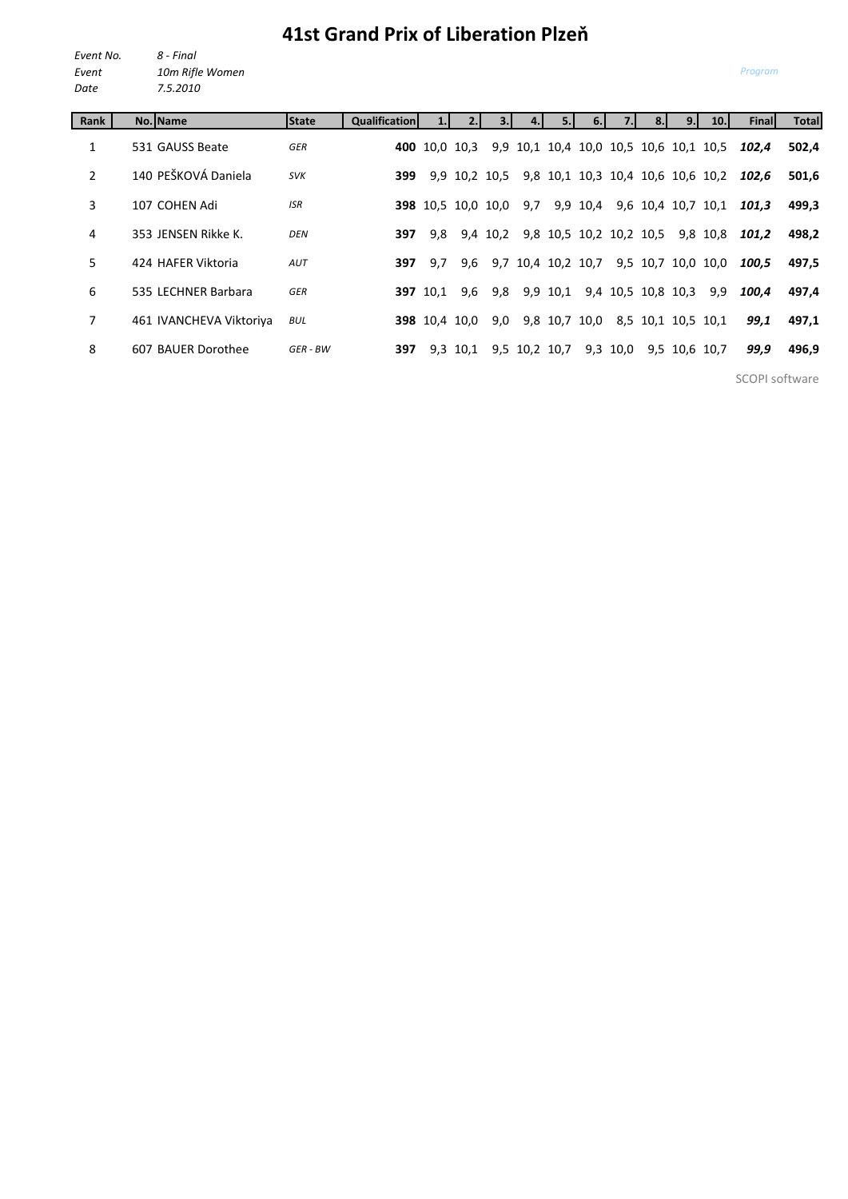# 41st Grand Prix of Liberation Plzeň

*Event No.* *8 - Final*
*Event* *10m Rifle Women*
*Date* *7.5.2010*

*Program*

| Rank | No. | Name | State | Qualification | 1. | 2. | 3. | 4. | 5. | 6. | 7. | 8. | 9. | 10. | Final | Total |
|---|---|---|---|---|---|---|---|---|---|---|---|---|---|---|---|---|
| 1 | 531 | GAUSS Beate | *GER* | **400** | 10,0 | 10,3 | 9,9 | 10,1 | 10,4 | 10,0 | 10,5 | 10,6 | 10,1 | 10,5 | ***102,4*** | **502,4** |
| 2 | 140 | PEŠKOVÁ Daniela | *SVK* | **399** | 9,9 | 10,2 | 10,5 | 9,8 | 10,1 | 10,3 | 10,4 | 10,6 | 10,6 | 10,2 | ***102,6*** | **501,6** |
| 3 | 107 | COHEN Adi | *ISR* | **398** | 10,5 | 10,0 | 10,0 | 9,7 | 9,9 | 10,4 | 9,6 | 10,4 | 10,7 | 10,1 | ***101,3*** | **499,3** |
| 4 | 353 | JENSEN Rikke K. | *DEN* | **397** | 9,8 | 9,4 | 10,2 | 9,8 | 10,5 | 10,2 | 10,2 | 10,5 | 9,8 | 10,8 | ***101,2*** | **498,2** |
| 5 | 424 | HAFER Viktoria | *AUT* | **397** | 9,7 | 9,6 | 9,7 | 10,4 | 10,2 | 10,7 | 9,5 | 10,7 | 10,0 | 10,0 | ***100,5*** | **497,5** |
| 6 | 535 | LECHNER Barbara | *GER* | **397** | 10,1 | 9,6 | 9,8 | 9,9 | 10,1 | 9,4 | 10,5 | 10,8 | 10,3 | 9,9 | ***100,4*** | **497,4** |
| 7 | 461 | IVANCHEVA Viktoriya | *BUL* | **398** | 10,4 | 10,0 | 9,0 | 9,8 | 10,7 | 10,0 | 8,5 | 10,1 | 10,5 | 10,1 | ***99,1*** | **497,1** |
| 8 | 607 | BAUER Dorothee | *GER - BW* | **397** | 9,3 | 10,1 | 9,5 | 10,2 | 10,7 | 9,3 | 10,0 | 9,5 | 10,6 | 10,7 | ***99,9*** | **496,9** |

SCOPI software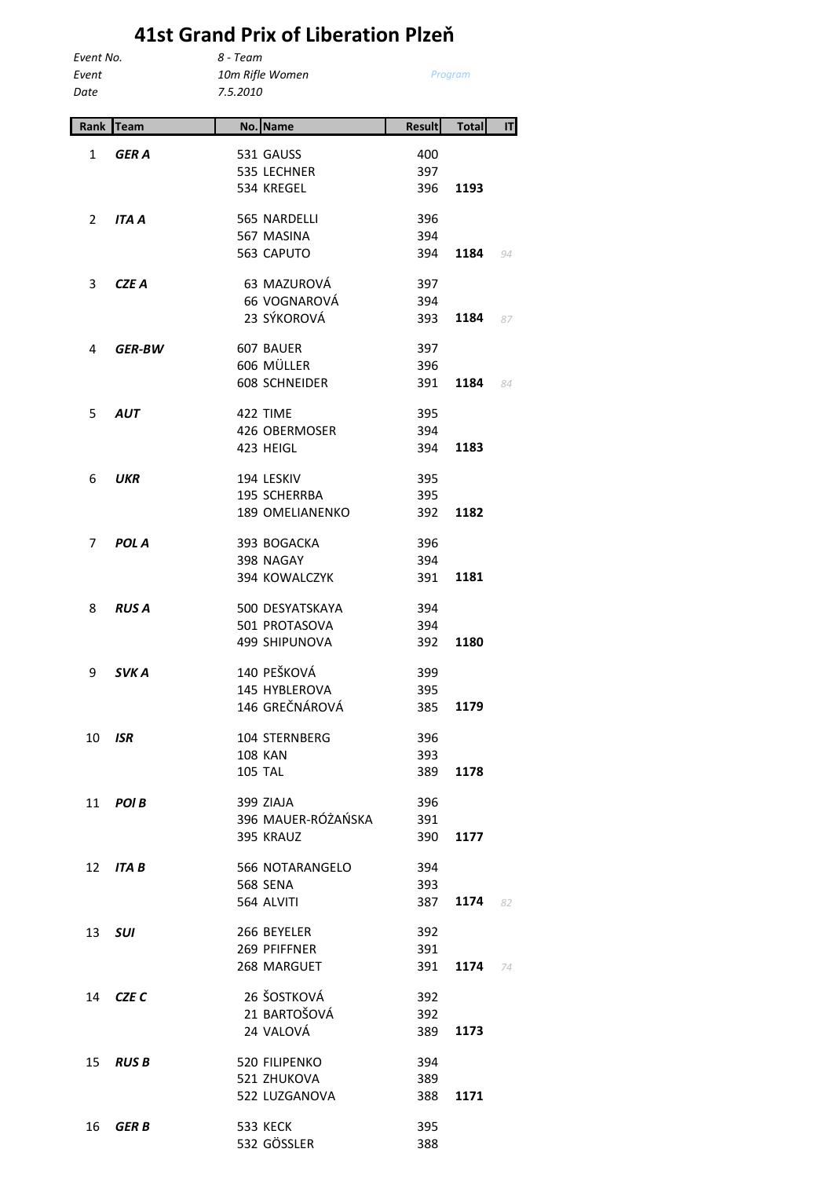# 41st Grand Prix of Liberation Plzeň

*Event No.* *8 - Team*
*Event* *10m Rifle Women* *Program*
*Date* *7.5.2010*

| Rank | Team | No. | Name | Result | Total | IT |
|---|---|---|---|---|---|---|
| 1 | ***GER A*** | 531 | GAUSS | 400 | | |
| | | 535 | LECHNER | 397 | | |
| | | 534 | KREGEL | 396 | **1193** | |
| 2 | ***ITA A*** | 565 | NARDELLI | 396 | | |
| | | 567 | MASINA | 394 | | |
| | | 563 | CAPUTO | 394 | **1184** | *94* |
| 3 | ***CZE A*** | 63 | MAZUROVÁ | 397 | | |
| | | 66 | VOGNAROVÁ | 394 | | |
| | | 23 | SÝKOROVÁ | 393 | **1184** | *87* |
| 4 | ***GER-BW*** | 607 | BAUER | 397 | | |
| | | 606 | MÜLLER | 396 | | |
| | | 608 | SCHNEIDER | 391 | **1184** | *84* |
| 5 | ***AUT*** | 422 | TIME | 395 | | |
| | | 426 | OBERMOSER | 394 | | |
| | | 423 | HEIGL | 394 | **1183** | |
| 6 | ***UKR*** | 194 | LESKIV | 395 | | |
| | | 195 | SCHERRBA | 395 | | |
| | | 189 | OMELIANENKO | 392 | **1182** | |
| 7 | ***POL A*** | 393 | BOGACKA | 396 | | |
| | | 398 | NAGAY | 394 | | |
| | | 394 | KOWALCZYK | 391 | **1181** | |
| 8 | ***RUS A*** | 500 | DESYATSKAYA | 394 | | |
| | | 501 | PROTASOVA | 394 | | |
| | | 499 | SHIPUNOVA | 392 | **1180** | |
| 9 | ***SVK A*** | 140 | PEŠKOVÁ | 399 | | |
| | | 145 | HYBLEROVA | 395 | | |
| | | 146 | GREČNÁROVÁ | 385 | **1179** | |
| 10 | ***ISR*** | 104 | STERNBERG | 396 | | |
| | | 108 | KAN | 393 | | |
| | | 105 | TAL | 389 | **1178** | |
| 11 | ***POl B*** | 399 | ZIAJA | 396 | | |
| | | 396 | MAUER-RÓŻAŃSKA | 391 | | |
| | | 395 | KRAUZ | 390 | **1177** | |
| 12 | ***ITA B*** | 566 | NOTARANGELO | 394 | | |
| | | 568 | SENA | 393 | | |
| | | 564 | ALVITI | 387 | **1174** | *82* |
| 13 | ***SUI*** | 266 | BEYELER | 392 | | |
| | | 269 | PFIFFNER | 391 | | |
| | | 268 | MARGUET | 391 | **1174** | *74* |
| 14 | ***CZE C*** | 26 | ŠOSTKOVÁ | 392 | | |
| | | 21 | BARTOŠOVÁ | 392 | | |
| | | 24 | VALOVÁ | 389 | **1173** | |
| 15 | ***RUS B*** | 520 | FILIPENKO | 394 | | |
| | | 521 | ZHUKOVA | 389 | | |
| | | 522 | LUZGANOVA | 388 | **1171** | |
| 16 | ***GER B*** | 533 | KECK | 395 | | |
| | | 532 | GÖSSLER | 388 | | |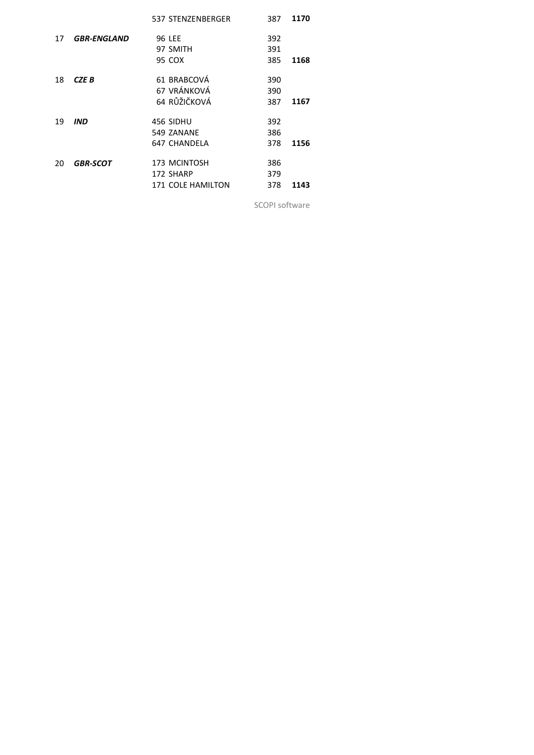| | | | | |
|---|---|---|---|---|
| | | 537 STENZENBERGER | 387 | **1170** |
| 17 | ***GBR-ENGLAND*** | 96 LEE | 392 | |
| | | 97 SMITH | 391 | |
| | | 95 COX | 385 | **1168** |
| 18 | ***CZE B*** | 61 BRABCOVÁ | 390 | |
| | | 67 VRÁNKOVÁ | 390 | |
| | | 64 RŮŽIČKOVÁ | 387 | **1167** |
| 19 | ***IND*** | 456 SIDHU | 392 | |
| | | 549 ZANANE | 386 | |
| | | 647 CHANDELA | 378 | **1156** |
| 20 | ***GBR-SCOT*** | 173 MCINTOSH | 386 | |
| | | 172 SHARP | 379 | |
| | | 171 COLE HAMILTON | 378 | **1143** |

SCOPI software